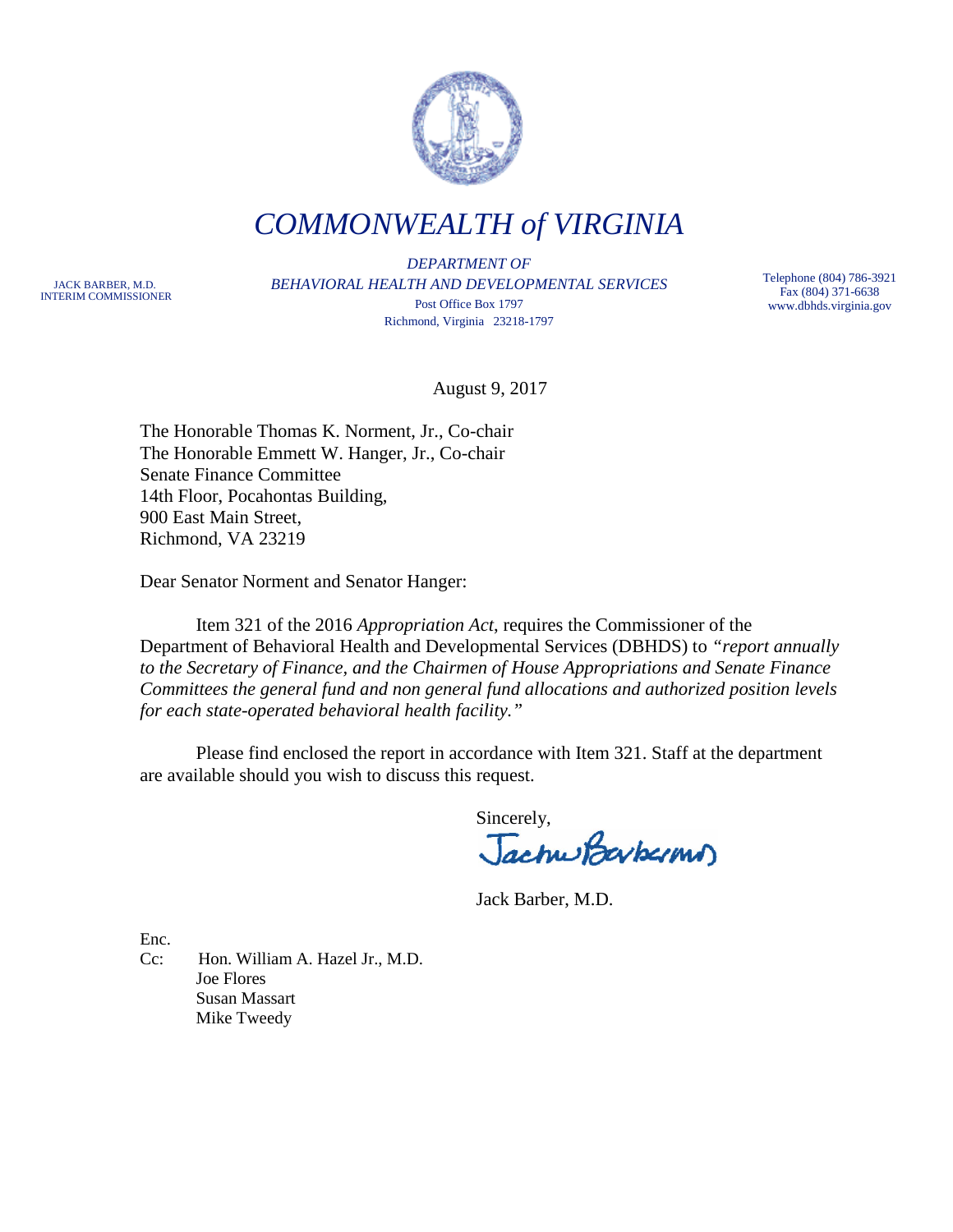# *COMMONWEALTH of VIRGINIA*

JACK BARBER, M.D.
INTERIM COMMISSIONER

*DEPARTMENT OF*
*BEHAVIORAL HEALTH AND DEVELOPMENTAL SERVICES*
Post Office Box 1797
Richmond, Virginia 23218-1797

Telephone (804) 786-3921
Fax (804) 371-6638
www.dbhds.virginia.gov

August 9, 2017

The Honorable Thomas K. Norment, Jr., Co-chair
The Honorable Emmett W. Hanger, Jr., Co-chair
Senate Finance Committee
14th Floor, Pocahontas Building,
900 East Main Street,
Richmond, VA 23219

Dear Senator Norment and Senator Hanger:

Item 321 of the 2016 *Appropriation Act*, requires the Commissioner of the Department of Behavioral Health and Developmental Services (DBHDS) to *"report annually to the Secretary of Finance, and the Chairmen of House Appropriations and Senate Finance Committees the general fund and non general fund allocations and authorized position levels for each state-operated behavioral health facility."*

Please find enclosed the report in accordance with Item 321. Staff at the department are available should you wish to discuss this request.

Sincerely,

Jack Barber, M.D.

Enc.
Cc: Hon. William A. Hazel Jr., M.D.
Joe Flores
Susan Massart
Mike Tweedy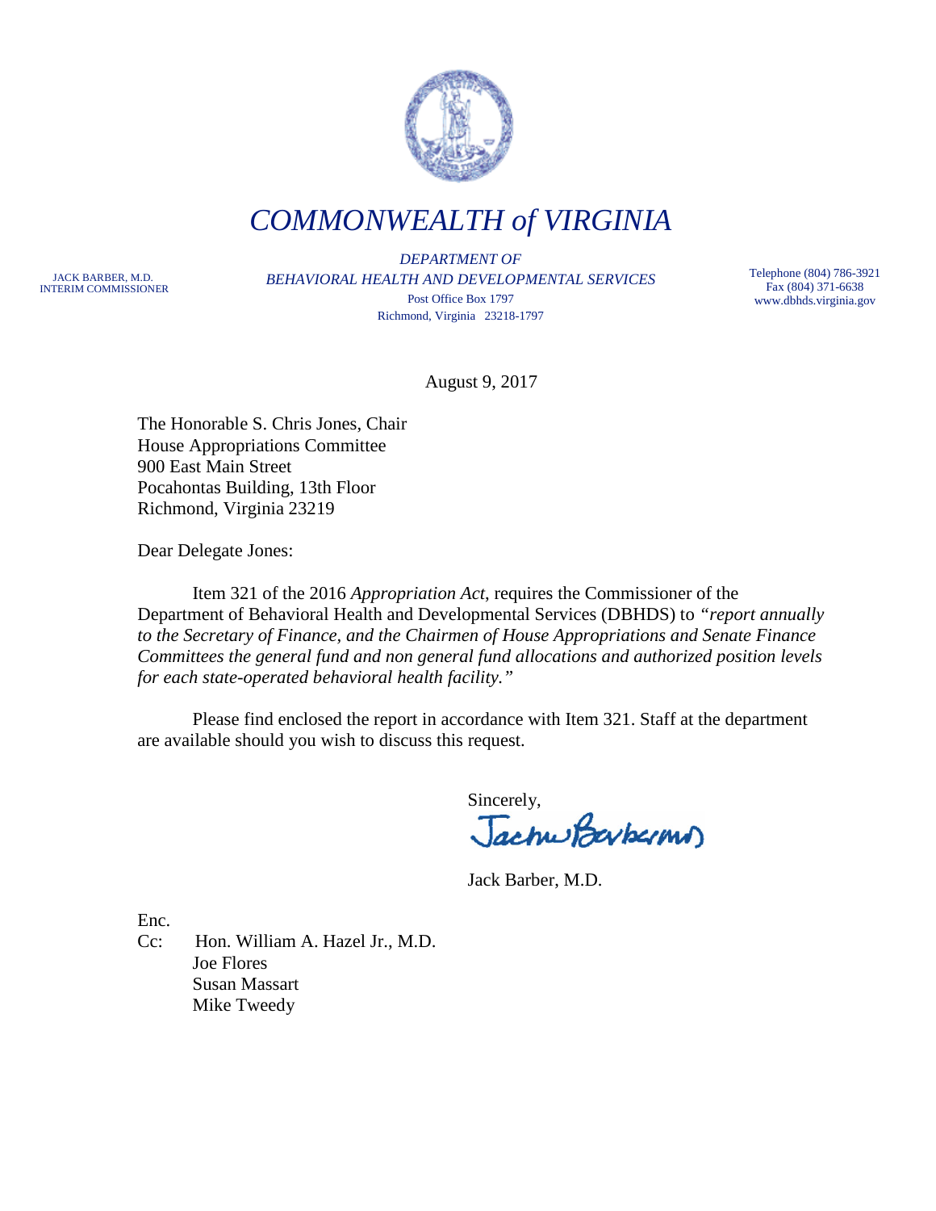# COMMONWEALTH of VIRGINIA

JACK BARBER, M.D.
INTERIM COMMISSIONER

*DEPARTMENT OF*
*BEHAVIORAL HEALTH AND DEVELOPMENTAL SERVICES*
Post Office Box 1797
Richmond, Virginia 23218-1797

Telephone (804) 786-3921
Fax (804) 371-6638
www.dbhds.virginia.gov

August 9, 2017

The Honorable S. Chris Jones, Chair
House Appropriations Committee
900 East Main Street
Pocahontas Building, 13th Floor
Richmond, Virginia 23219

Dear Delegate Jones:

Item 321 of the 2016 *Appropriation Act*, requires the Commissioner of the Department of Behavioral Health and Developmental Services (DBHDS) to *"report annually to the Secretary of Finance, and the Chairmen of House Appropriations and Senate Finance Committees the general fund and non general fund allocations and authorized position levels for each state-operated behavioral health facility."*

Please find enclosed the report in accordance with Item 321. Staff at the department are available should you wish to discuss this request.

Sincerely,

Jack Barber, M.D.

Enc.
Cc: Hon. William A. Hazel Jr., M.D.
Joe Flores
Susan Massart
Mike Tweedy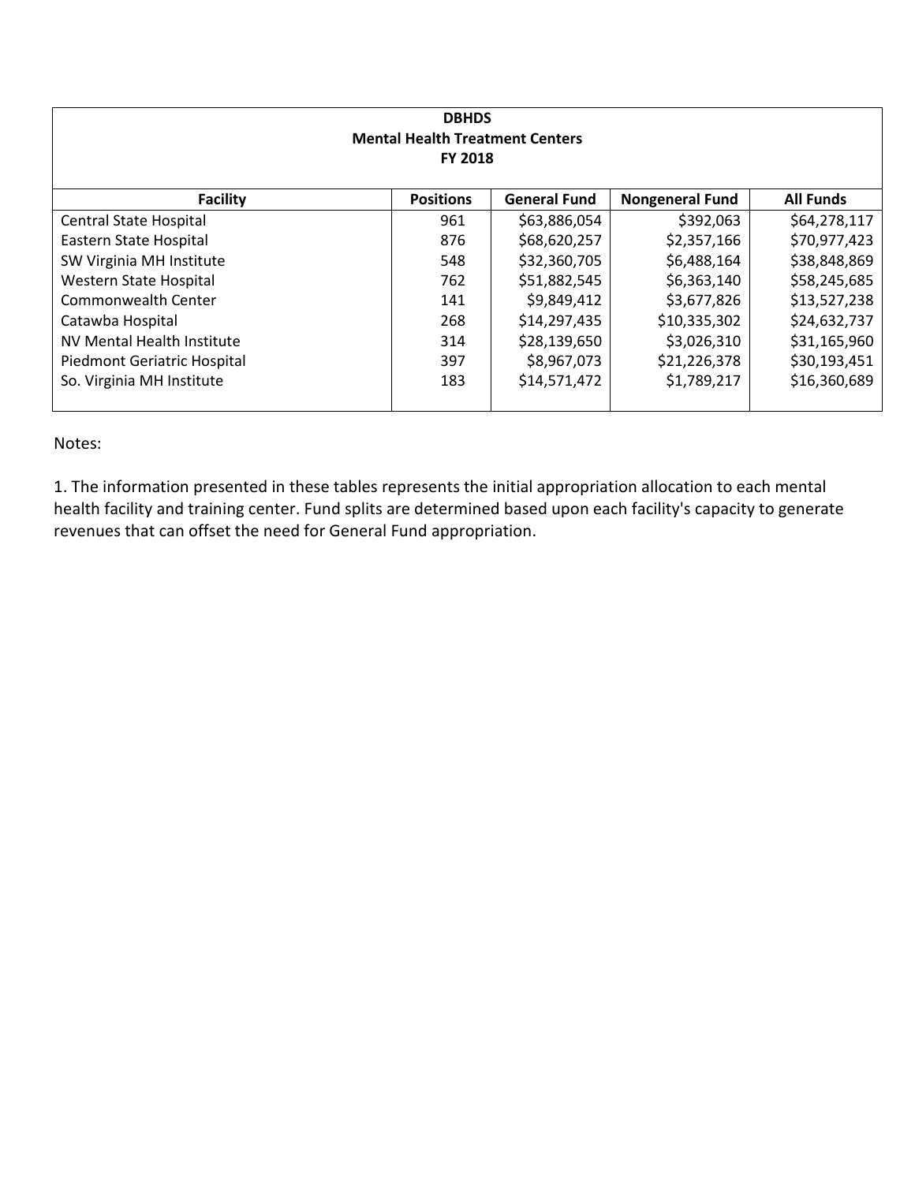**DBHDS**
**Mental Health Treatment Centers**
**FY 2018**

| Facility | Positions | General Fund | Nongeneral Fund | All Funds |
|---|---|---|---|---|
| Central State Hospital | 961 | $63,886,054 | $392,063 | $64,278,117 |
| Eastern State Hospital | 876 | $68,620,257 | $2,357,166 | $70,977,423 |
| SW Virginia MH Institute | 548 | $32,360,705 | $6,488,164 | $38,848,869 |
| Western State Hospital | 762 | $51,882,545 | $6,363,140 | $58,245,685 |
| Commonwealth Center | 141 | $9,849,412 | $3,677,826 | $13,527,238 |
| Catawba Hospital | 268 | $14,297,435 | $10,335,302 | $24,632,737 |
| NV Mental Health Institute | 314 | $28,139,650 | $3,026,310 | $31,165,960 |
| Piedmont Geriatric Hospital | 397 | $8,967,073 | $21,226,378 | $30,193,451 |
| So. Virginia MH Institute | 183 | $14,571,472 | $1,789,217 | $16,360,689 |

Notes:

1. The information presented in these tables represents the initial appropriation allocation to each mental health facility and training center. Fund splits are determined based upon each facility's capacity to generate revenues that can offset the need for General Fund appropriation.